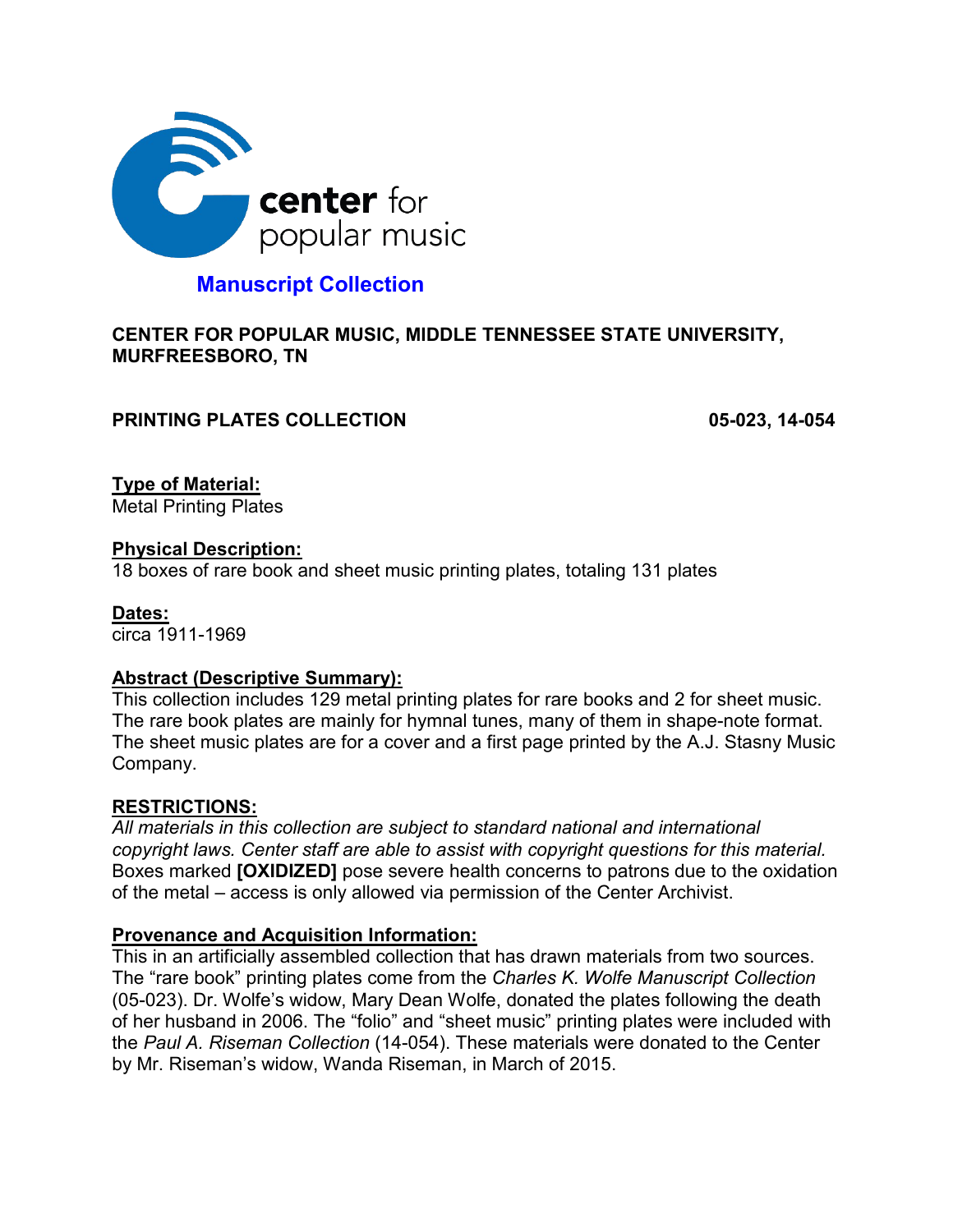center for popular music

**Manuscript Collection**

**CENTER FOR POPULAR MUSIC, MIDDLE TENNESSEE STATE UNIVERSITY, MURFREESBORO, TN**

**PRINTING PLATES COLLECTION** **05-023, 14-054**

**Type of Material:**
Metal Printing Plates

**Physical Description:**
18 boxes of rare book and sheet music printing plates, totaling 131 plates

**Dates:**
circa 1911-1969

**Abstract (Descriptive Summary):**
This collection includes 129 metal printing plates for rare books and 2 for sheet music. The rare book plates are mainly for hymnal tunes, many of them in shape-note format. The sheet music plates are for a cover and a first page printed by the A.J. Stasny Music Company.

**RESTRICTIONS:**
*All materials in this collection are subject to standard national and international copyright laws. Center staff are able to assist with copyright questions for this material.* Boxes marked **[OXIDIZED]** pose severe health concerns to patrons due to the oxidation of the metal – access is only allowed via permission of the Center Archivist.

**Provenance and Acquisition Information:**
This in an artificially assembled collection that has drawn materials from two sources. The "rare book" printing plates come from the *Charles K. Wolfe Manuscript Collection* (05-023). Dr. Wolfe's widow, Mary Dean Wolfe, donated the plates following the death of her husband in 2006. The "folio" and "sheet music" printing plates were included with the *Paul A. Riseman Collection* (14-054). These materials were donated to the Center by Mr. Riseman's widow, Wanda Riseman, in March of 2015.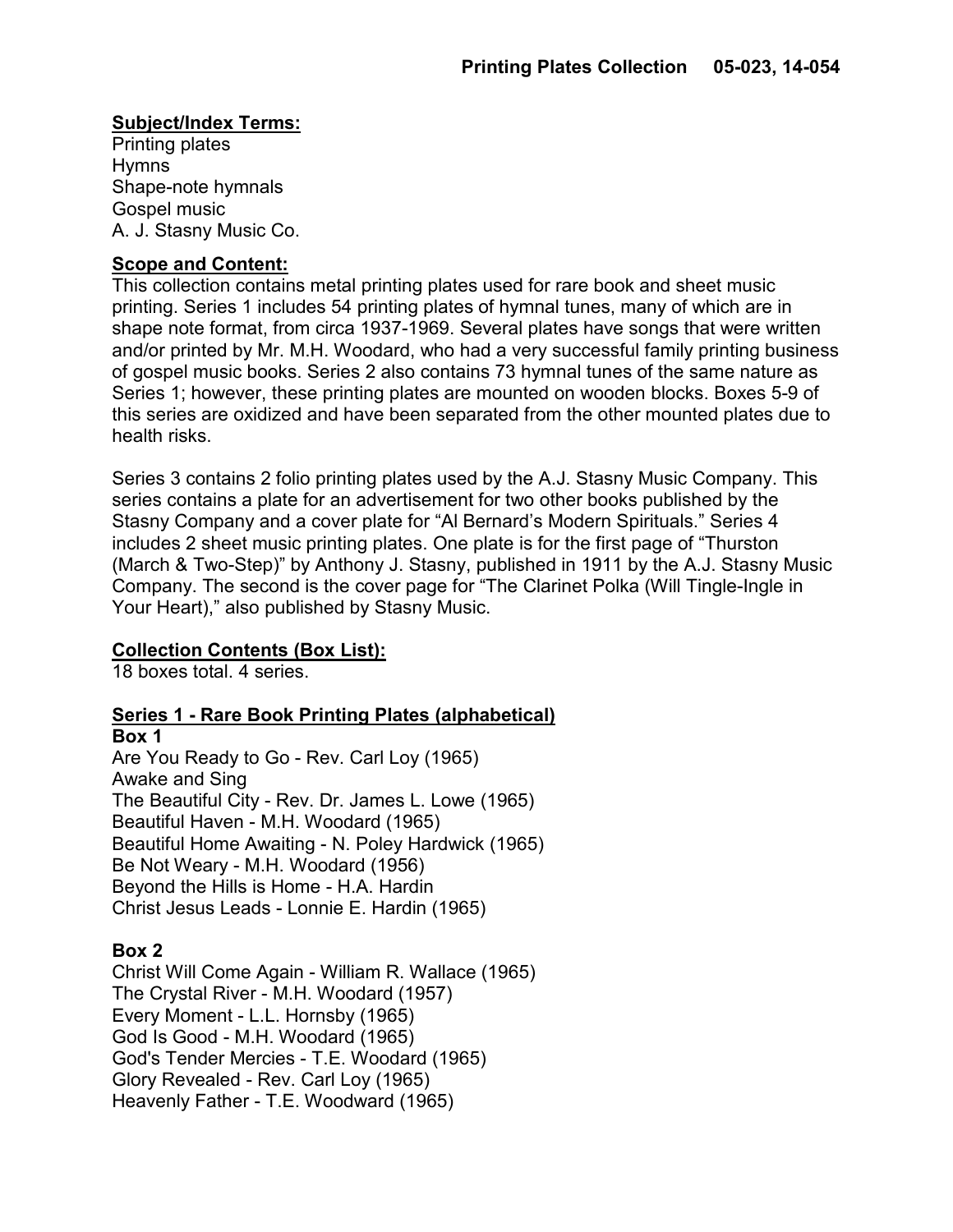**Subject/Index Terms:**

Printing plates
Hymns
Shape-note hymnals
Gospel music
A. J. Stasny Music Co.

**Scope and Content:**

This collection contains metal printing plates used for rare book and sheet music printing. Series 1 includes 54 printing plates of hymnal tunes, many of which are in shape note format, from circa 1937-1969. Several plates have songs that were written and/or printed by Mr. M.H. Woodard, who had a very successful family printing business of gospel music books. Series 2 also contains 73 hymnal tunes of the same nature as Series 1; however, these printing plates are mounted on wooden blocks. Boxes 5-9 of this series are oxidized and have been separated from the other mounted plates due to health risks.

Series 3 contains 2 folio printing plates used by the A.J. Stasny Music Company. This series contains a plate for an advertisement for two other books published by the Stasny Company and a cover plate for "Al Bernard's Modern Spirituals." Series 4 includes 2 sheet music printing plates. One plate is for the first page of "Thurston (March & Two-Step)" by Anthony J. Stasny, published in 1911 by the A.J. Stasny Music Company. The second is the cover page for "The Clarinet Polka (Will Tingle-Ingle in Your Heart)," also published by Stasny Music.

**Collection Contents (Box List):**

18 boxes total. 4 series.

**Series 1 - Rare Book Printing Plates (alphabetical)**

**Box 1**

Are You Ready to Go - Rev. Carl Loy (1965)
Awake and Sing
The Beautiful City - Rev. Dr. James L. Lowe (1965)
Beautiful Haven - M.H. Woodard (1965)
Beautiful Home Awaiting - N. Poley Hardwick (1965)
Be Not Weary - M.H. Woodard (1956)
Beyond the Hills is Home - H.A. Hardin
Christ Jesus Leads - Lonnie E. Hardin (1965)

**Box 2**

Christ Will Come Again - William R. Wallace (1965)
The Crystal River - M.H. Woodard (1957)
Every Moment - L.L. Hornsby (1965)
God Is Good - M.H. Woodard (1965)
God's Tender Mercies - T.E. Woodard (1965)
Glory Revealed - Rev. Carl Loy (1965)
Heavenly Father - T.E. Woodward (1965)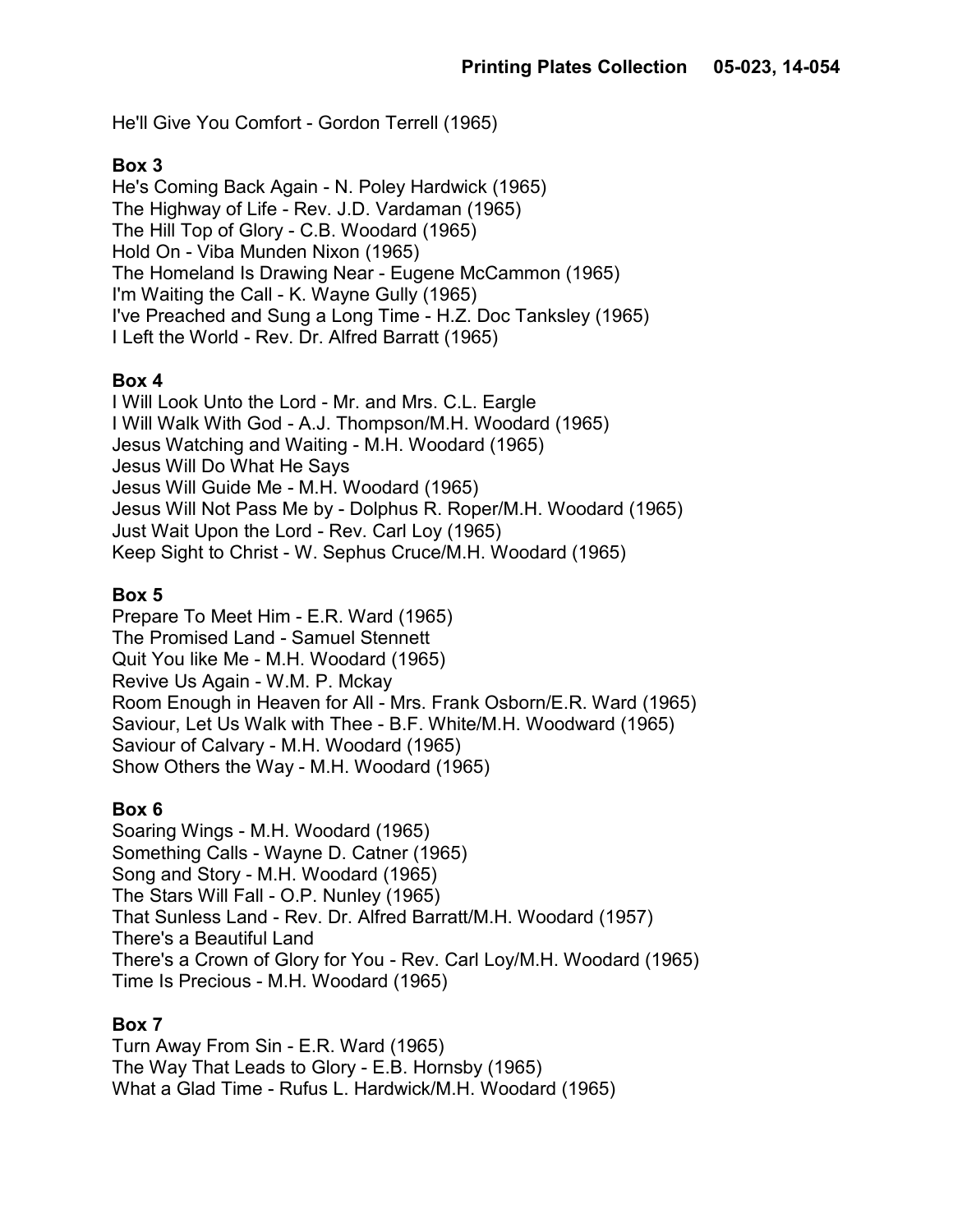He'll Give You Comfort - Gordon Terrell (1965)

**Box 3**
He's Coming Back Again - N. Poley Hardwick (1965)
The Highway of Life - Rev. J.D. Vardaman (1965)
The Hill Top of Glory - C.B. Woodard (1965)
Hold On - Viba Munden Nixon (1965)
The Homeland Is Drawing Near - Eugene McCammon (1965)
I'm Waiting the Call - K. Wayne Gully (1965)
I've Preached and Sung a Long Time - H.Z. Doc Tanksley (1965)
I Left the World - Rev. Dr. Alfred Barratt (1965)

**Box 4**
I Will Look Unto the Lord - Mr. and Mrs. C.L. Eargle
I Will Walk With God - A.J. Thompson/M.H. Woodard (1965)
Jesus Watching and Waiting - M.H. Woodard (1965)
Jesus Will Do What He Says
Jesus Will Guide Me - M.H. Woodard (1965)
Jesus Will Not Pass Me by - Dolphus R. Roper/M.H. Woodard (1965)
Just Wait Upon the Lord - Rev. Carl Loy (1965)
Keep Sight to Christ - W. Sephus Cruce/M.H. Woodard (1965)

**Box 5**
Prepare To Meet Him - E.R. Ward (1965)
The Promised Land - Samuel Stennett
Quit You like Me - M.H. Woodard (1965)
Revive Us Again - W.M. P. Mckay
Room Enough in Heaven for All - Mrs. Frank Osborn/E.R. Ward (1965)
Saviour, Let Us Walk with Thee - B.F. White/M.H. Woodward (1965)
Saviour of Calvary - M.H. Woodard (1965)
Show Others the Way - M.H. Woodard (1965)

**Box 6**
Soaring Wings - M.H. Woodard (1965)
Something Calls - Wayne D. Catner (1965)
Song and Story - M.H. Woodard (1965)
The Stars Will Fall - O.P. Nunley (1965)
That Sunless Land - Rev. Dr. Alfred Barratt/M.H. Woodard (1957)
There's a Beautiful Land
There's a Crown of Glory for You - Rev. Carl Loy/M.H. Woodard (1965)
Time Is Precious - M.H. Woodard (1965)

**Box 7**
Turn Away From Sin - E.R. Ward (1965)
The Way That Leads to Glory - E.B. Hornsby (1965)
What a Glad Time - Rufus L. Hardwick/M.H. Woodard (1965)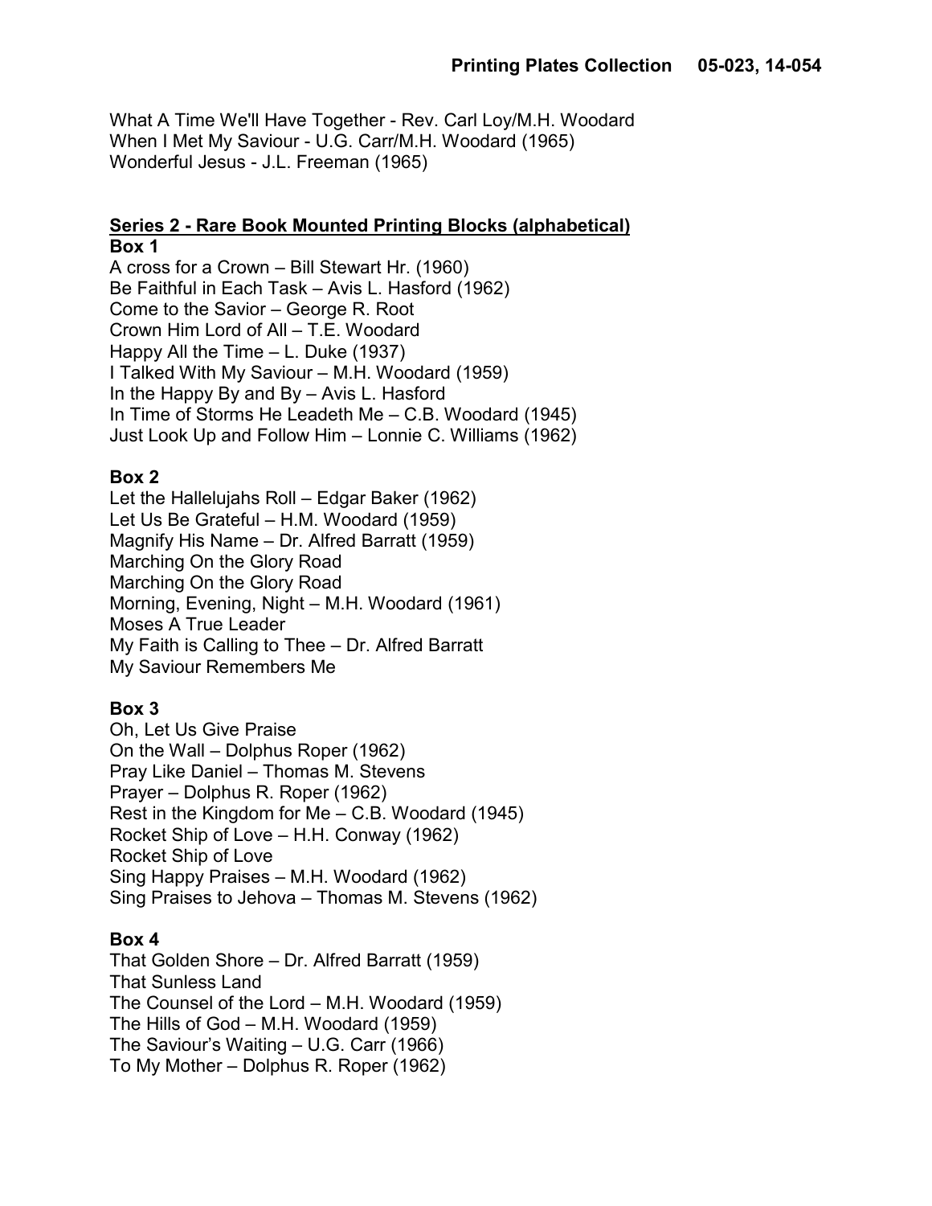What A Time We'll Have Together - Rev. Carl Loy/M.H. Woodard
When I Met My Saviour - U.G. Carr/M.H. Woodard (1965)
Wonderful Jesus - J.L. Freeman (1965)

## **Series 2 - Rare Book Mounted Printing Blocks (alphabetical)**

### Box 1

A cross for a Crown – Bill Stewart Hr. (1960)
Be Faithful in Each Task – Avis L. Hasford (1962)
Come to the Savior – George R. Root
Crown Him Lord of All – T.E. Woodard
Happy All the Time – L. Duke (1937)
I Talked With My Saviour – M.H. Woodard (1959)
In the Happy By and By – Avis L. Hasford
In Time of Storms He Leadeth Me – C.B. Woodard (1945)
Just Look Up and Follow Him – Lonnie C. Williams (1962)

### Box 2

Let the Hallelujahs Roll – Edgar Baker (1962)
Let Us Be Grateful – H.M. Woodard (1959)
Magnify His Name – Dr. Alfred Barratt (1959)
Marching On the Glory Road
Marching On the Glory Road
Morning, Evening, Night – M.H. Woodard (1961)
Moses A True Leader
My Faith is Calling to Thee – Dr. Alfred Barratt
My Saviour Remembers Me

### Box 3

Oh, Let Us Give Praise
On the Wall – Dolphus Roper (1962)
Pray Like Daniel – Thomas M. Stevens
Prayer – Dolphus R. Roper (1962)
Rest in the Kingdom for Me – C.B. Woodard (1945)
Rocket Ship of Love – H.H. Conway (1962)
Rocket Ship of Love
Sing Happy Praises – M.H. Woodard (1962)
Sing Praises to Jehova – Thomas M. Stevens (1962)

### Box 4

That Golden Shore – Dr. Alfred Barratt (1959)
That Sunless Land
The Counsel of the Lord – M.H. Woodard (1959)
The Hills of God – M.H. Woodard (1959)
The Saviour's Waiting – U.G. Carr (1966)
To My Mother – Dolphus R. Roper (1962)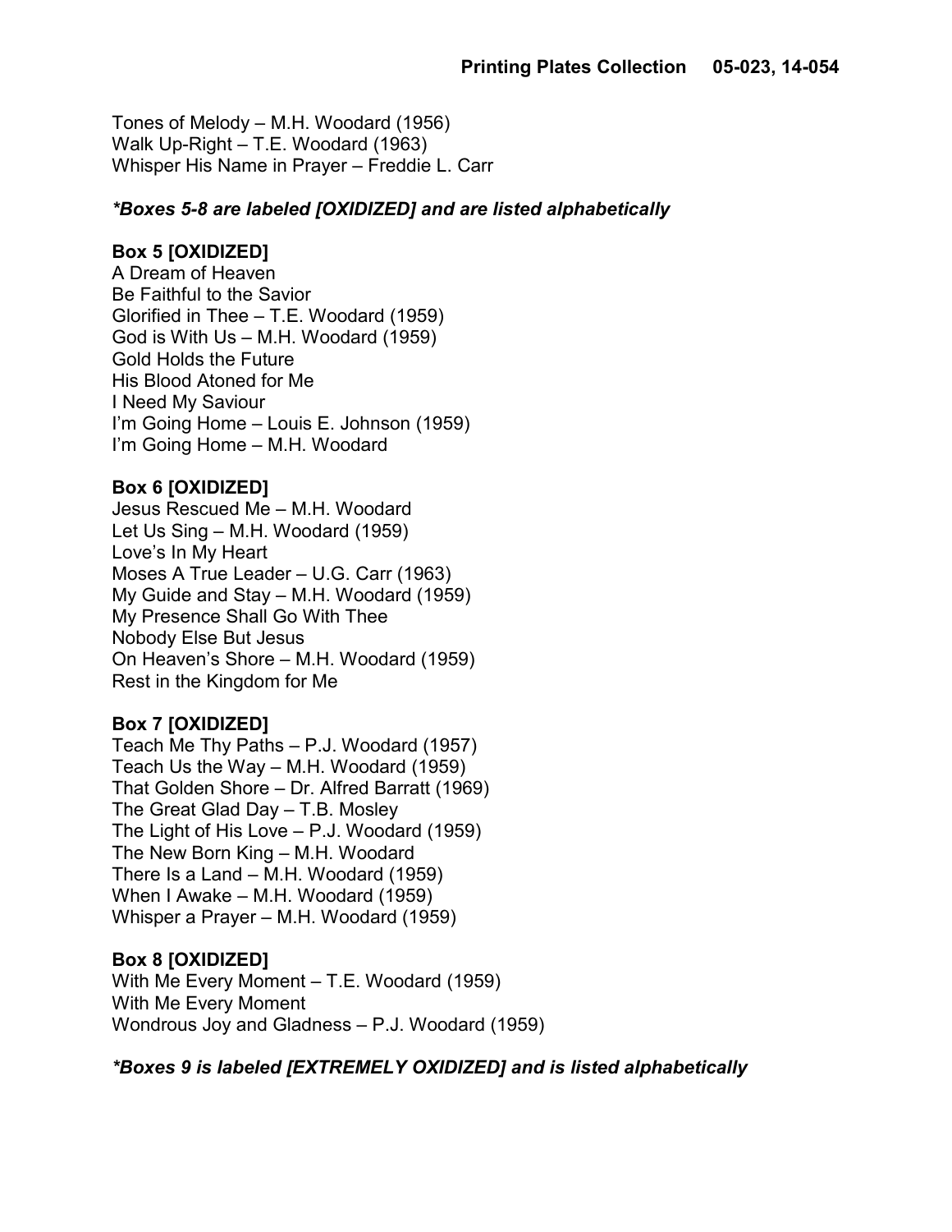Tones of Melody – M.H. Woodard (1956)
Walk Up-Right – T.E. Woodard (1963)
Whisper His Name in Prayer – Freddie L. Carr

***Boxes 5-8 are labeled [OXIDIZED] and are listed alphabetically***

**Box 5 [OXIDIZED]**
A Dream of Heaven
Be Faithful to the Savior
Glorified in Thee – T.E. Woodard (1959)
God is With Us – M.H. Woodard (1959)
Gold Holds the Future
His Blood Atoned for Me
I Need My Saviour
I'm Going Home – Louis E. Johnson (1959)
I'm Going Home – M.H. Woodard

**Box 6 [OXIDIZED]**
Jesus Rescued Me – M.H. Woodard
Let Us Sing – M.H. Woodard (1959)
Love's In My Heart
Moses A True Leader – U.G. Carr (1963)
My Guide and Stay – M.H. Woodard (1959)
My Presence Shall Go With Thee
Nobody Else But Jesus
On Heaven's Shore – M.H. Woodard (1959)
Rest in the Kingdom for Me

**Box 7 [OXIDIZED]**
Teach Me Thy Paths – P.J. Woodard (1957)
Teach Us the Way – M.H. Woodard (1959)
That Golden Shore – Dr. Alfred Barratt (1969)
The Great Glad Day – T.B. Mosley
The Light of His Love – P.J. Woodard (1959)
The New Born King – M.H. Woodard
There Is a Land – M.H. Woodard (1959)
When I Awake – M.H. Woodard (1959)
Whisper a Prayer – M.H. Woodard (1959)

**Box 8 [OXIDIZED]**
With Me Every Moment – T.E. Woodard (1959)
With Me Every Moment
Wondrous Joy and Gladness – P.J. Woodard (1959)

***Boxes 9 is labeled [EXTREMELY OXIDIZED] and is listed alphabetically***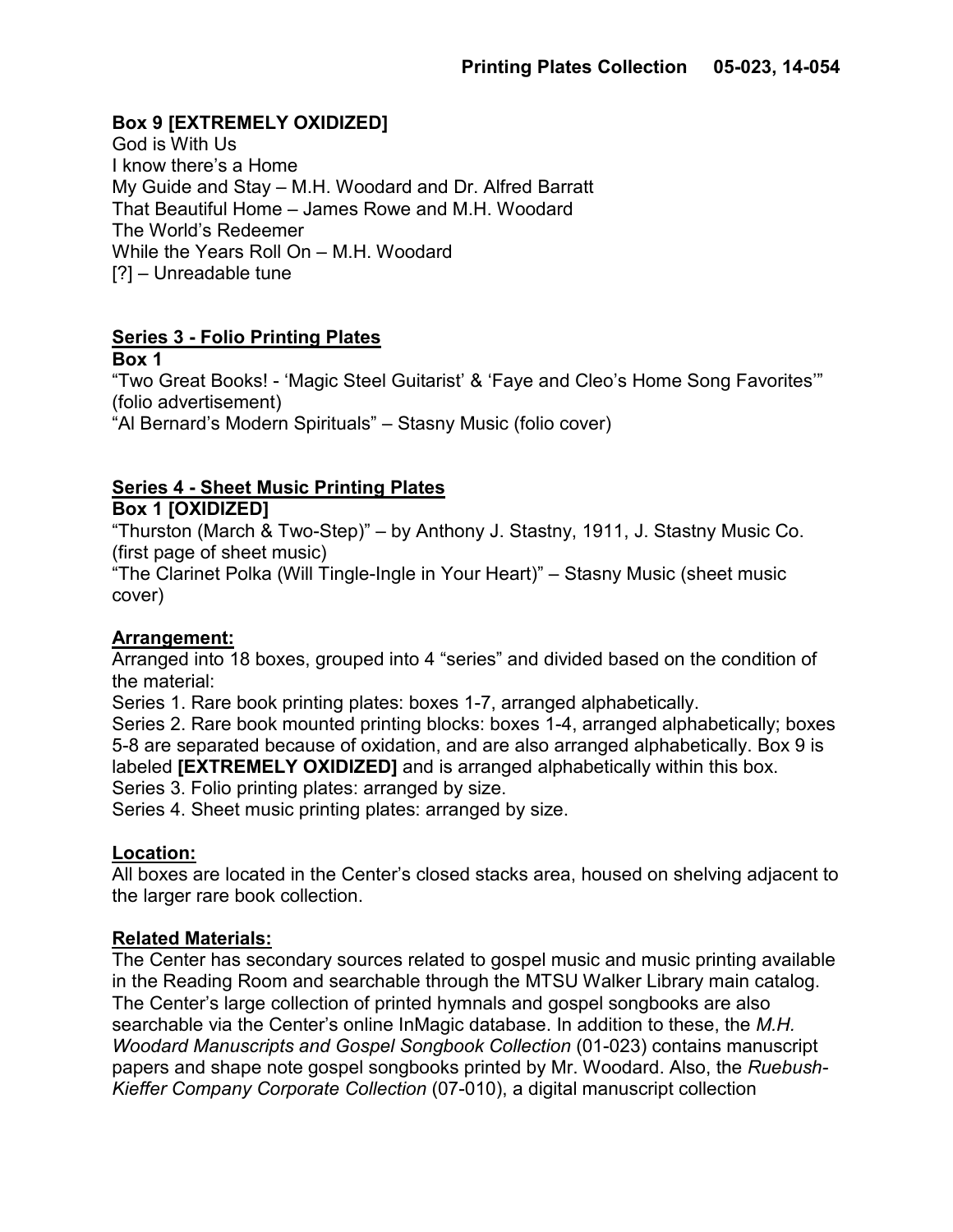**Box 9 [EXTREMELY OXIDIZED]**
God is With Us
I know there's a Home
My Guide and Stay – M.H. Woodard and Dr. Alfred Barratt
That Beautiful Home – James Rowe and M.H. Woodard
The World's Redeemer
While the Years Roll On – M.H. Woodard
[?] – Unreadable tune

## Series 3 - Folio Printing Plates

**Box 1**
"Two Great Books! - 'Magic Steel Guitarist' & 'Faye and Cleo's Home Song Favorites'" (folio advertisement)
"Al Bernard's Modern Spirituals" – Stasny Music (folio cover)

## Series 4 - Sheet Music Printing Plates

**Box 1 [OXIDIZED]**
"Thurston (March & Two-Step)" – by Anthony J. Stastny, 1911, J. Stastny Music Co. (first page of sheet music)
"The Clarinet Polka (Will Tingle-Ingle in Your Heart)" – Stasny Music (sheet music cover)

## Arrangement:

Arranged into 18 boxes, grouped into 4 "series" and divided based on the condition of the material:
Series 1. Rare book printing plates: boxes 1-7, arranged alphabetically.
Series 2. Rare book mounted printing blocks: boxes 1-4, arranged alphabetically; boxes 5-8 are separated because of oxidation, and are also arranged alphabetically. Box 9 is labeled **[EXTREMELY OXIDIZED]** and is arranged alphabetically within this box.
Series 3. Folio printing plates: arranged by size.
Series 4. Sheet music printing plates: arranged by size.

## Location:

All boxes are located in the Center's closed stacks area, housed on shelving adjacent to the larger rare book collection.

## Related Materials:

The Center has secondary sources related to gospel music and music printing available in the Reading Room and searchable through the MTSU Walker Library main catalog. The Center's large collection of printed hymnals and gospel songbooks are also searchable via the Center's online InMagic database. In addition to these, the *M.H. Woodard Manuscripts and Gospel Songbook Collection* (01-023) contains manuscript papers and shape note gospel songbooks printed by Mr. Woodard. Also, the *Ruebush-Kieffer Company Corporate Collection* (07-010), a digital manuscript collection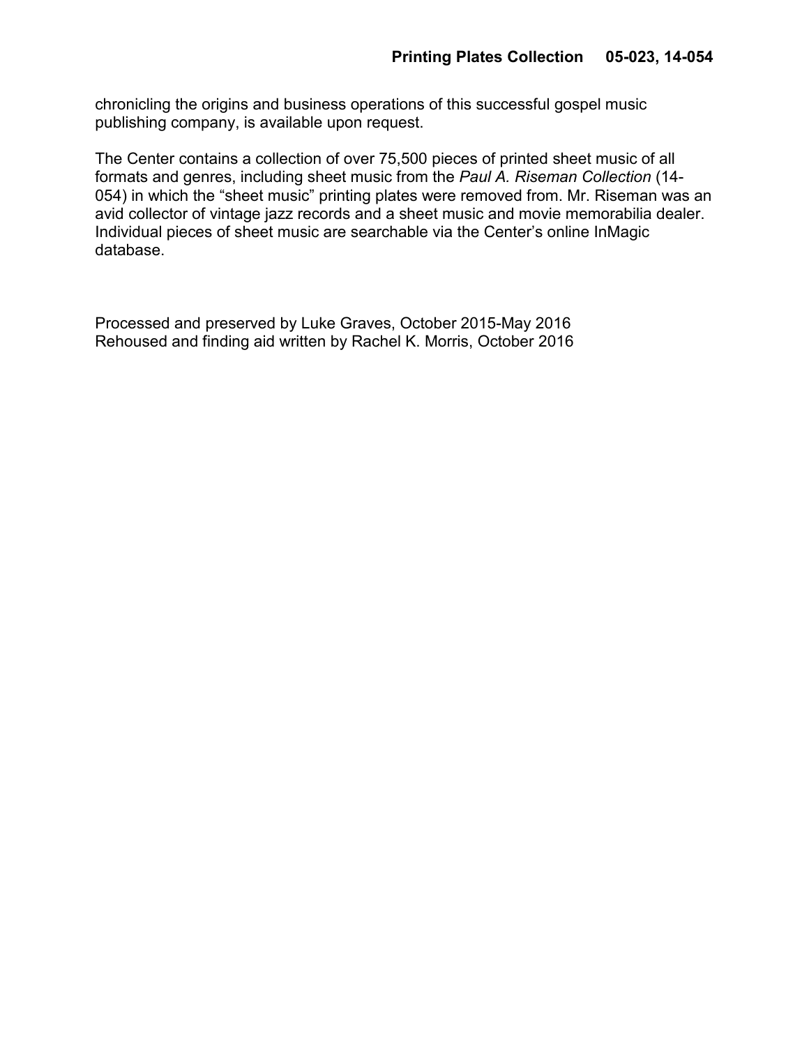chronicling the origins and business operations of this successful gospel music publishing company, is available upon request.

The Center contains a collection of over 75,500 pieces of printed sheet music of all formats and genres, including sheet music from the *Paul A. Riseman Collection* (14-054) in which the "sheet music" printing plates were removed from. Mr. Riseman was an avid collector of vintage jazz records and a sheet music and movie memorabilia dealer. Individual pieces of sheet music are searchable via the Center's online InMagic database.

Processed and preserved by Luke Graves, October 2015-May 2016
Rehoused and finding aid written by Rachel K. Morris, October 2016